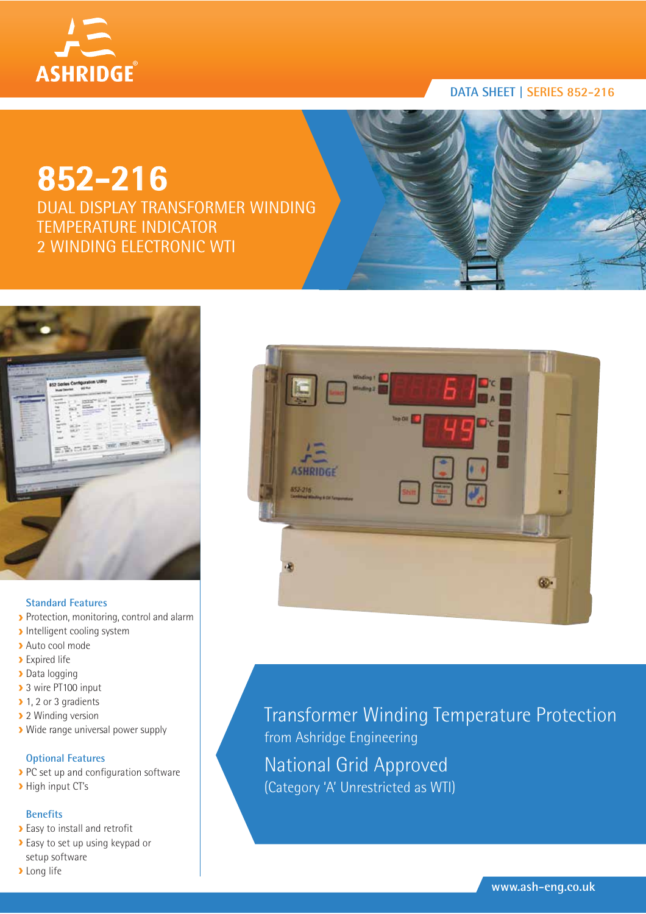DATA SHEET | SERIES 852-216

# 852-216

## DUAL DISPLAY TRANSFORMER WINDING TEMPERATURE INDICATOR 2 WINDING ELECTRONIC WTI

### Standard Features

- Protection, monitoring, control and alarm
- Intelligent cooling system
- Auto cool mode
- Expired life
- Data logging
- 3 wire PT100 input
- 1, 2 or 3 gradients
- 2 Winding version
- Wide range universal power supply

### Optional Features

- PC set up and configuration software
- High input CT's

### Benefits

- Easy to install and retrofit
- Easy to set up using keypad or setup software
- Long life

## Transformer Winding Temperature Protection

from Ashridge Engineering

## National Grid Approved

(Category 'A' Unrestricted as WTI)

www.ash-eng.co.uk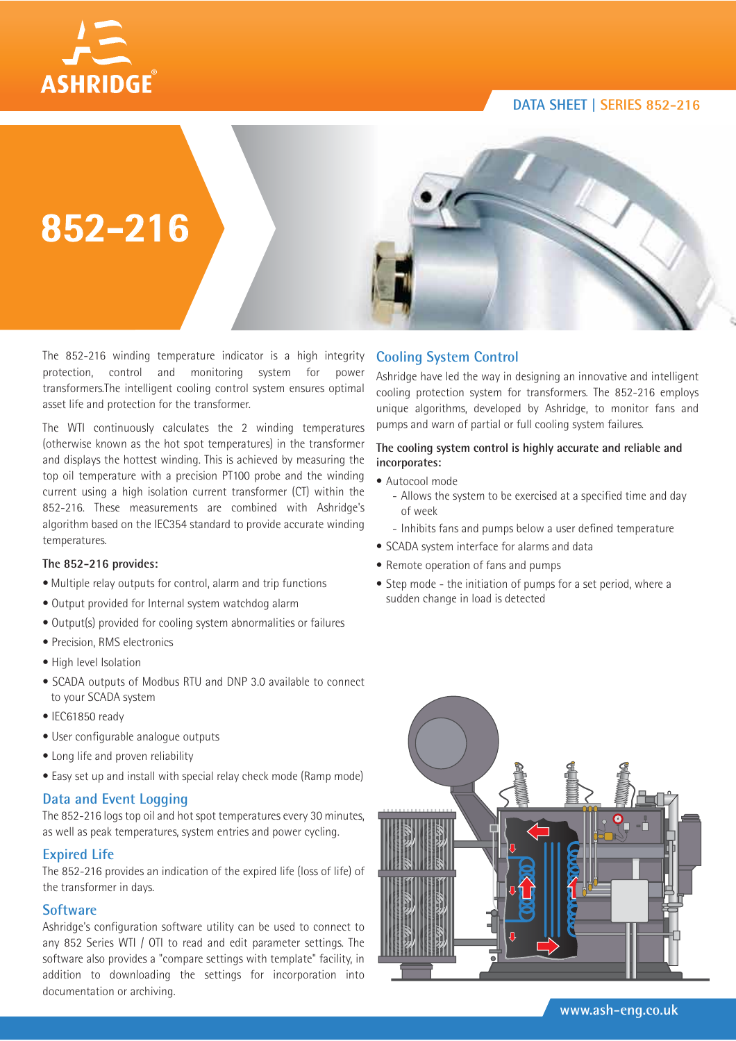# 852-216

DATA SHEET | SERIES 852-216

The 852-216 winding temperature indicator is a high integrity protection, control and monitoring system for power transformers.The intelligent cooling control system ensures optimal asset life and protection for the transformer.

The WTI continuously calculates the 2 winding temperatures (otherwise known as the hot spot temperatures) in the transformer and displays the hottest winding. This is achieved by measuring the top oil temperature with a precision PT100 probe and the winding current using a high isolation current transformer (CT) within the 852-216. These measurements are combined with Ashridge's algorithm based on the IEC354 standard to provide accurate winding temperatures.

**The 852-216 provides:**

- Multiple relay outputs for control, alarm and trip functions
- Output provided for Internal system watchdog alarm
- Output(s) provided for cooling system abnormalities or failures
- Precision, RMS electronics
- High level Isolation
- SCADA outputs of Modbus RTU and DNP 3.0 available to connect to your SCADA system
- IEC61850 ready
- User configurable analogue outputs
- Long life and proven reliability
- Easy set up and install with special relay check mode (Ramp mode)

## Data and Event Logging

The 852-216 logs top oil and hot spot temperatures every 30 minutes, as well as peak temperatures, system entries and power cycling.

## Expired Life

The 852-216 provides an indication of the expired life (loss of life) of the transformer in days.

## Software

Ashridge's configuration software utility can be used to connect to any 852 Series WTI / OTI to read and edit parameter settings. The software also provides a "compare settings with template" facility, in addition to downloading the settings for incorporation into documentation or archiving.

## Cooling System Control

Ashridge have led the way in designing an innovative and intelligent cooling protection system for transformers. The 852-216 employs unique algorithms, developed by Ashridge, to monitor fans and pumps and warn of partial or full cooling system failures.

**The cooling system control is highly accurate and reliable and incorporates:**

- Autocool mode
  - Allows the system to be exercised at a specified time and day of week
  - Inhibits fans and pumps below a user defined temperature
- SCADA system interface for alarms and data
- Remote operation of fans and pumps
- Step mode - the initiation of pumps for a set period, where a sudden change in load is detected

www.ash-eng.co.uk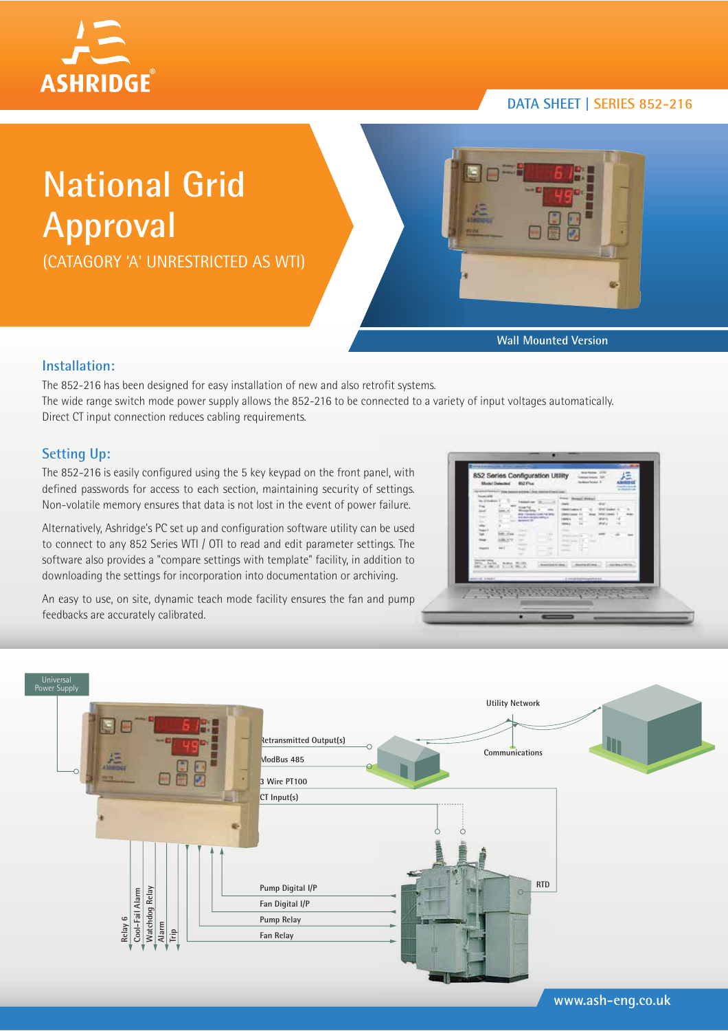DATA SHEET | SERIES 852-216

# National Grid Approval

(CATAGORY 'A' UNRESTRICTED AS WTI)

Wall Mounted Version

## Installation:

The 852-216 has been designed for easy installation of new and also retrofit systems.
The wide range switch mode power supply allows the 852-216 to be connected to a variety of input voltages automatically.
Direct CT input connection reduces cabling requirements.

## Setting Up:

The 852-216 is easily configured using the 5 key keypad on the front panel, with defined passwords for access to each section, maintaining security of settings. Non-volatile memory ensures that data is not lost in the event of power failure.

Alternatively, Ashridge's PC set up and configuration software utility can be used to connect to any 852 Series WTI / OTI to read and edit parameter settings. The software also provides a "compare settings with template" facility, in addition to downloading the settings for incorporation into documentation or archiving.

An easy to use, on site, dynamic teach mode facility ensures the fan and pump feedbacks are accurately calibrated.

Universal Power Supply

Retransmitted Output(s)

ModBus 485

3 Wire PT100

CT Input(s)

Utility Network

Communications

RTD

Pump Digital I/P

Fan Digital I/P

Pump Relay

Fan Relay

Relay 6

Cool-Fail Alarm

Watchdog Relay

Alarm

Trip

www.ash-eng.co.uk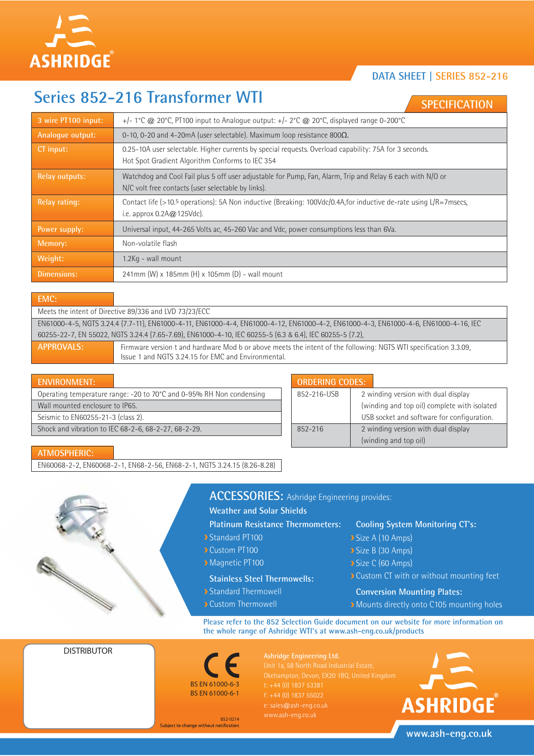DATA SHEET | SERIES 852-216

# Series 852-216 Transformer WTI

## SPECIFICATION

| | |
|---|---|
| 3 wire PT100 input: | +/- 1°C @ 20°C, PT100 input to Analogue output: +/- 2°C @ 20°C, displayed range 0-200°C |
| Analogue output: | 0-10, 0-20 and 4-20mA (user selectable). Maximum loop resistance 800Ω. |
| CT input: | 0.25-10A user selectable. Higher currents by special requests. Overload capability: 75A for 3 seconds. Hot Spot Gradient Algorithm Conforms to IEC 354 |
| Relay outputs: | Watchdog and Cool Fail plus 5 off user adjustable for Pump, Fan, Alarm, Trip and Relay 6 each with N/O or N/C volt free contacts (user selectable by links). |
| Relay rating: | Contact life (>$10^5$ operations): 5A Non inductive (Breaking: 100Vdc/0.4A,for inductive de-rate using L/R=7msecs, i.e. approx 0.2A@125Vdc). |
| Power supply: | Universal input, 44-265 Volts ac, 45-260 Vac and Vdc, power consumptions less than 6Va. |
| Memory: | Non-volatile flash |
| Weight: | 1.2Kg - wall mount |
| Dimensions: | 241mm (W) x 185mm (H) x 105mm (D) - wall mount |

### EMC:

Meets the intent of Directive 89/336 and LVD 73/23/ECC

EN61000-4-5, NGTS 3.24.4 (7.7-11), EN61000-4-11, EN61000-4-4, EN61000-4-12, EN61000-4-2, EN61000-4-3, EN61000-4-6, EN61000-4-16, IEC 60255-22-7, EN 55022, NGTS 3.24.4 (7.65-7.69), EN61000-4-10, IEC 60255-5 (6.3 & 6.4), IEC 60255-5 (7.2),

**APPROVALS:** Firmware version t and hardware Mod b or above meets the intent of the following: NGTS WTI specification 3.3.09, Issue 1 and NGTS 3.24.15 for EMC and Environmental.

### ENVIRONMENT:

- Operating temperature range: -20 to 70°C and 0-95% RH Non condensing
- Wall mounted enclosure to IP65.
- Seismic to EN60255-21-3 (class 2).
- Shock and vibration to IEC 68-2-6, 68-2-27, 68-2-29.

### ATMOSPHERIC:

EN60068-2-2, EN60068-2-1, EN68-2-56, EN68-2-1, NGTS 3.24.15 (8.26-8.28)

### ORDERING CODES:

| | |
|---|---|
| 852-216-USB | 2 winding version with dual display (winding and top oil) complete with isolated USB socket and software for configuration. |
| 852-216 | 2 winding version with dual display (winding and top oil) |

## ACCESSORIES: Ashridge Engineering provides:

**Weather and Solar Shields**

**Platinum Resistance Thermometers:**
- Standard PT100
- Custom PT100
- Magnetic PT100

**Stainless Steel Thermowells:**
- Standard Thermowell
- Custom Thermowell

**Cooling System Monitoring CT's:**
- Size A (10 Amps)
- Size B (30 Amps)
- Size C (60 Amps)
- Custom CT with or without mounting feet

**Conversion Mounting Plates:**
- Mounts directly onto C105 mounting holes

Please refer to the 852 Selection Guide document on our website for more information on the whole range of Ashridge WTI's at www.ash-eng.co.uk/products

DISTRIBUTOR

BS EN 61000-6-3
BS EN 61000-6-1

852-0214
Subject to change without notification

**Ashridge Engineering Ltd.**
Unit 1a, 58 North Road Industrial Estate,
Okehampton, Devon, EX20 1BQ, United Kingdom
t: +44 (0) 1837 53381
f: +44 (0) 1837 55022
e: sales@ash-eng.co.uk
www.ash-eng.co.uk

www.ash-eng.co.uk